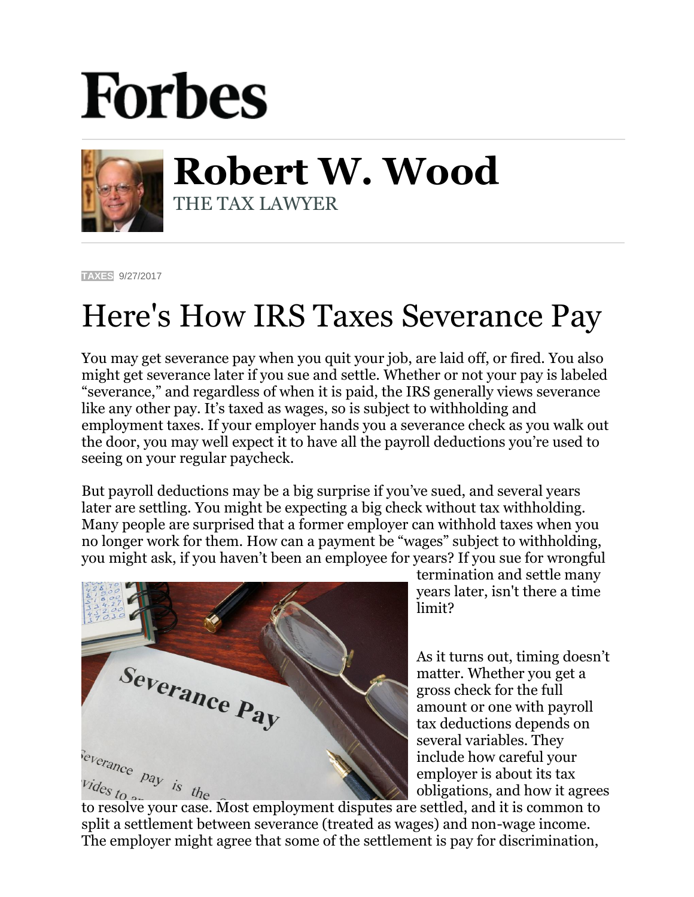# Forbes

## Robert W. Wood

THE TAX LAWYER

TAXES 9/27/2017

# Here's How IRS Taxes Severance Pay

You may get severance pay when you quit your job, are laid off, or fired. You also might get severance later if you sue and settle. Whether or not your pay is labeled "severance," and regardless of when it is paid, the IRS generally views severance like any other pay. It's taxed as wages, so is subject to withholding and employment taxes. If your employer hands you a severance check as you walk out the door, you may well expect it to have all the payroll deductions you're used to seeing on your regular paycheck.

But payroll deductions may be a big surprise if you've sued, and several years later are settling. You might be expecting a big check without tax withholding. Many people are surprised that a former employer can withhold taxes when you no longer work for them. How can a payment be "wages" subject to withholding, you might ask, if you haven't been an employee for years? If you sue for wrongful termination and settle many years later, isn't there a time limit?

As it turns out, timing doesn't matter. Whether you get a gross check for the full amount or one with payroll tax deductions depends on several variables. They include how careful your employer is about its tax obligations, and how it agrees to resolve your case. Most employment disputes are settled, and it is common to split a settlement between severance (treated as wages) and non-wage income. The employer might agree that some of the settlement is pay for discrimination,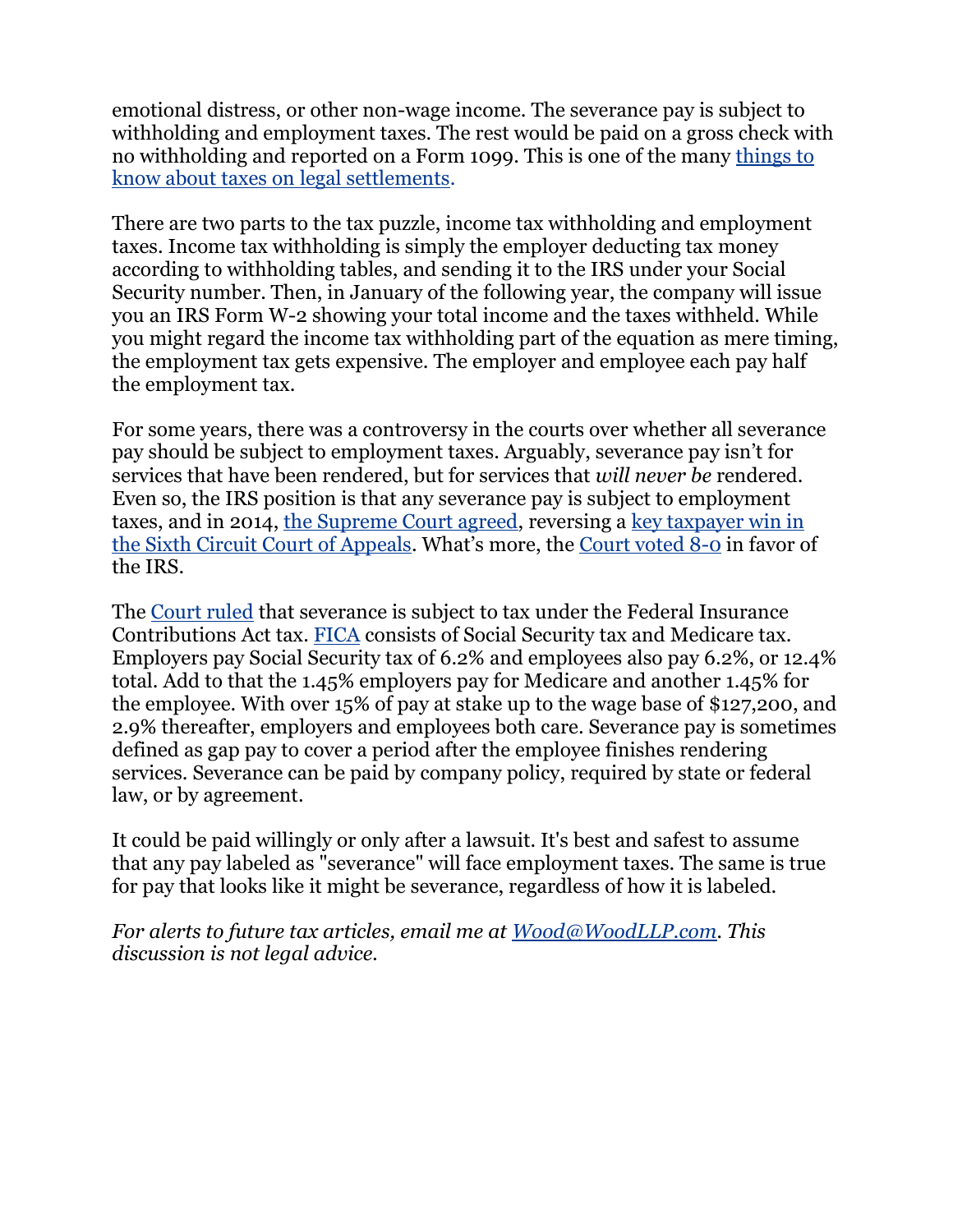emotional distress, or other non-wage income. The severance pay is subject to withholding and employment taxes. The rest would be paid on a gross check with no withholding and reported on a Form 1099. This is one of the many [things to know about taxes on legal settlements](#).

There are two parts to the tax puzzle, income tax withholding and employment taxes. Income tax withholding is simply the employer deducting tax money according to withholding tables, and sending it to the IRS under your Social Security number. Then, in January of the following year, the company will issue you an IRS Form W-2 showing your total income and the taxes withheld. While you might regard the income tax withholding part of the equation as mere timing, the employment tax gets expensive. The employer and employee each pay half the employment tax.

For some years, there was a controversy in the courts over whether all severance pay should be subject to employment taxes. Arguably, severance pay isn't for services that have been rendered, but for services that *will never be* rendered. Even so, the IRS position is that any severance pay is subject to employment taxes, and in 2014, [the Supreme Court agreed](#), reversing a [key taxpayer win in the Sixth Circuit Court of Appeals](#). What's more, the [Court voted 8-0](#) in favor of the IRS.

The [Court ruled](#) that severance is subject to tax under the Federal Insurance Contributions Act tax. [FICA](#) consists of Social Security tax and Medicare tax. Employers pay Social Security tax of 6.2% and employees also pay 6.2%, or 12.4% total. Add to that the 1.45% employers pay for Medicare and another 1.45% for the employee. With over 15% of pay at stake up to the wage base of $127,200, and 2.9% thereafter, employers and employees both care. Severance pay is sometimes defined as gap pay to cover a period after the employee finishes rendering services. Severance can be paid by company policy, required by state or federal law, or by agreement.

It could be paid willingly or only after a lawsuit. It's best and safest to assume that any pay labeled as "severance" will face employment taxes. The same is true for pay that looks like it might be severance, regardless of how it is labeled.

*For alerts to future tax articles, email me at [Wood@WoodLLP.com](mailto:Wood@WoodLLP.com). This discussion is not legal advice.*